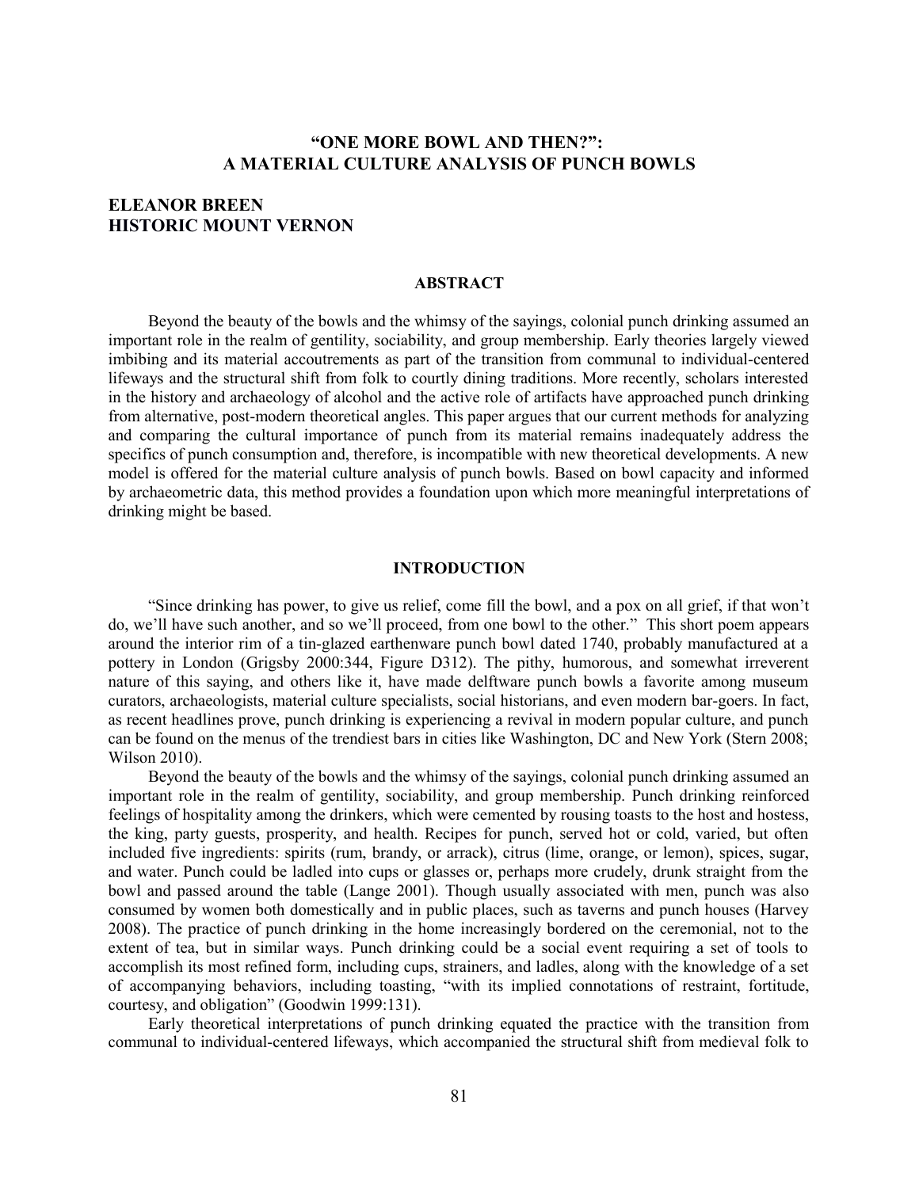# "ONE MORE BOWL AND THEN?": A MATERIAL CULTURE ANALYSIS OF PUNCH BOWLS

**ELEANOR BREEN**
**HISTORIC MOUNT VERNON**

## ABSTRACT

Beyond the beauty of the bowls and the whimsy of the sayings, colonial punch drinking assumed an important role in the realm of gentility, sociability, and group membership. Early theories largely viewed imbibing and its material accoutrements as part of the transition from communal to individual-centered lifeways and the structural shift from folk to courtly dining traditions. More recently, scholars interested in the history and archaeology of alcohol and the active role of artifacts have approached punch drinking from alternative, post-modern theoretical angles. This paper argues that our current methods for analyzing and comparing the cultural importance of punch from its material remains inadequately address the specifics of punch consumption and, therefore, is incompatible with new theoretical developments. A new model is offered for the material culture analysis of punch bowls. Based on bowl capacity and informed by archaeometric data, this method provides a foundation upon which more meaningful interpretations of drinking might be based.

## INTRODUCTION

"Since drinking has power, to give us relief, come fill the bowl, and a pox on all grief, if that won't do, we'll have such another, and so we'll proceed, from one bowl to the other." This short poem appears around the interior rim of a tin-glazed earthenware punch bowl dated 1740, probably manufactured at a pottery in London (Grigsby 2000:344, Figure D312). The pithy, humorous, and somewhat irreverent nature of this saying, and others like it, have made delftware punch bowls a favorite among museum curators, archaeologists, material culture specialists, social historians, and even modern bar-goers. In fact, as recent headlines prove, punch drinking is experiencing a revival in modern popular culture, and punch can be found on the menus of the trendiest bars in cities like Washington, DC and New York (Stern 2008; Wilson 2010).

Beyond the beauty of the bowls and the whimsy of the sayings, colonial punch drinking assumed an important role in the realm of gentility, sociability, and group membership. Punch drinking reinforced feelings of hospitality among the drinkers, which were cemented by rousing toasts to the host and hostess, the king, party guests, prosperity, and health. Recipes for punch, served hot or cold, varied, but often included five ingredients: spirits (rum, brandy, or arrack), citrus (lime, orange, or lemon), spices, sugar, and water. Punch could be ladled into cups or glasses or, perhaps more crudely, drunk straight from the bowl and passed around the table (Lange 2001). Though usually associated with men, punch was also consumed by women both domestically and in public places, such as taverns and punch houses (Harvey 2008). The practice of punch drinking in the home increasingly bordered on the ceremonial, not to the extent of tea, but in similar ways. Punch drinking could be a social event requiring a set of tools to accomplish its most refined form, including cups, strainers, and ladles, along with the knowledge of a set of accompanying behaviors, including toasting, "with its implied connotations of restraint, fortitude, courtesy, and obligation" (Goodwin 1999:131).

Early theoretical interpretations of punch drinking equated the practice with the transition from communal to individual-centered lifeways, which accompanied the structural shift from medieval folk to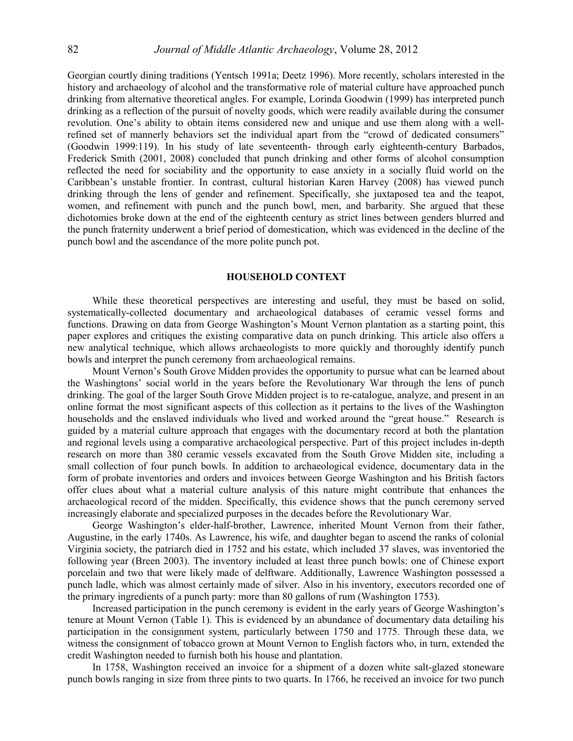Georgian courtly dining traditions (Yentsch 1991a; Deetz 1996). More recently, scholars interested in the history and archaeology of alcohol and the transformative role of material culture have approached punch drinking from alternative theoretical angles. For example, Lorinda Goodwin (1999) has interpreted punch drinking as a reflection of the pursuit of novelty goods, which were readily available during the consumer revolution. One's ability to obtain items considered new and unique and use them along with a well-refined set of mannerly behaviors set the individual apart from the "crowd of dedicated consumers" (Goodwin 1999:119). In his study of late seventeenth- through early eighteenth-century Barbados, Frederick Smith (2001, 2008) concluded that punch drinking and other forms of alcohol consumption reflected the need for sociability and the opportunity to ease anxiety in a socially fluid world on the Caribbean's unstable frontier. In contrast, cultural historian Karen Harvey (2008) has viewed punch drinking through the lens of gender and refinement. Specifically, she juxtaposed tea and the teapot, women, and refinement with punch and the punch bowl, men, and barbarity. She argued that these dichotomies broke down at the end of the eighteenth century as strict lines between genders blurred and the punch fraternity underwent a brief period of domestication, which was evidenced in the decline of the punch bowl and the ascendance of the more polite punch pot.

## HOUSEHOLD CONTEXT

While these theoretical perspectives are interesting and useful, they must be based on solid, systematically-collected documentary and archaeological databases of ceramic vessel forms and functions. Drawing on data from George Washington's Mount Vernon plantation as a starting point, this paper explores and critiques the existing comparative data on punch drinking. This article also offers a new analytical technique, which allows archaeologists to more quickly and thoroughly identify punch bowls and interpret the punch ceremony from archaeological remains.

Mount Vernon's South Grove Midden provides the opportunity to pursue what can be learned about the Washingtons' social world in the years before the Revolutionary War through the lens of punch drinking. The goal of the larger South Grove Midden project is to re-catalogue, analyze, and present in an online format the most significant aspects of this collection as it pertains to the lives of the Washington households and the enslaved individuals who lived and worked around the "great house." Research is guided by a material culture approach that engages with the documentary record at both the plantation and regional levels using a comparative archaeological perspective. Part of this project includes in-depth research on more than 380 ceramic vessels excavated from the South Grove Midden site, including a small collection of four punch bowls. In addition to archaeological evidence, documentary data in the form of probate inventories and orders and invoices between George Washington and his British factors offer clues about what a material culture analysis of this nature might contribute that enhances the archaeological record of the midden. Specifically, this evidence shows that the punch ceremony served increasingly elaborate and specialized purposes in the decades before the Revolutionary War.

George Washington's elder-half-brother, Lawrence, inherited Mount Vernon from their father, Augustine, in the early 1740s. As Lawrence, his wife, and daughter began to ascend the ranks of colonial Virginia society, the patriarch died in 1752 and his estate, which included 37 slaves, was inventoried the following year (Breen 2003). The inventory included at least three punch bowls: one of Chinese export porcelain and two that were likely made of delftware. Additionally, Lawrence Washington possessed a punch ladle, which was almost certainly made of silver. Also in his inventory, executors recorded one of the primary ingredients of a punch party: more than 80 gallons of rum (Washington 1753).

Increased participation in the punch ceremony is evident in the early years of George Washington's tenure at Mount Vernon (Table 1). This is evidenced by an abundance of documentary data detailing his participation in the consignment system, particularly between 1750 and 1775. Through these data, we witness the consignment of tobacco grown at Mount Vernon to English factors who, in turn, extended the credit Washington needed to furnish both his house and plantation.

In 1758, Washington received an invoice for a shipment of a dozen white salt-glazed stoneware punch bowls ranging in size from three pints to two quarts. In 1766, he received an invoice for two punch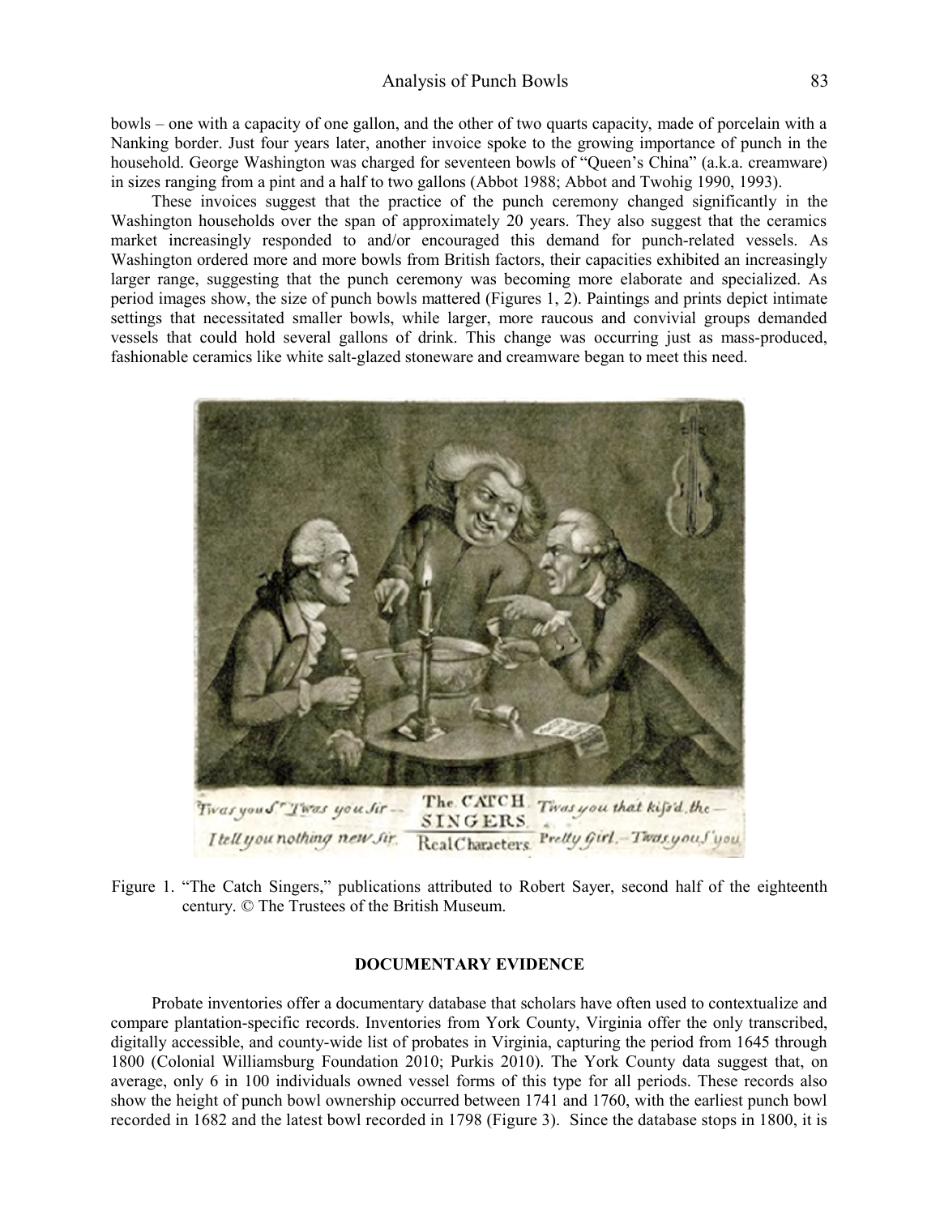bowls – one with a capacity of one gallon, and the other of two quarts capacity, made of porcelain with a Nanking border. Just four years later, another invoice spoke to the growing importance of punch in the household. George Washington was charged for seventeen bowls of "Queen's China" (a.k.a. creamware) in sizes ranging from a pint and a half to two gallons (Abbot 1988; Abbot and Twohig 1990, 1993).

These invoices suggest that the practice of the punch ceremony changed significantly in the Washington households over the span of approximately 20 years. They also suggest that the ceramics market increasingly responded to and/or encouraged this demand for punch-related vessels. As Washington ordered more and more bowls from British factors, their capacities exhibited an increasingly larger range, suggesting that the punch ceremony was becoming more elaborate and specialized. As period images show, the size of punch bowls mattered (Figures 1, 2). Paintings and prints depict intimate settings that necessitated smaller bowls, while larger, more raucous and convivial groups demanded vessels that could hold several gallons of drink. This change was occurring just as mass-produced, fashionable ceramics like white salt-glazed stoneware and creamware began to meet this need.

Figure 1. "The Catch Singers," publications attributed to Robert Sayer, second half of the eighteenth century. © The Trustees of the British Museum.

## DOCUMENTARY EVIDENCE

Probate inventories offer a documentary database that scholars have often used to contextualize and compare plantation-specific records. Inventories from York County, Virginia offer the only transcribed, digitally accessible, and county-wide list of probates in Virginia, capturing the period from 1645 through 1800 (Colonial Williamsburg Foundation 2010; Purkis 2010). The York County data suggest that, on average, only 6 in 100 individuals owned vessel forms of this type for all periods. These records also show the height of punch bowl ownership occurred between 1741 and 1760, with the earliest punch bowl recorded in 1682 and the latest bowl recorded in 1798 (Figure 3). Since the database stops in 1800, it is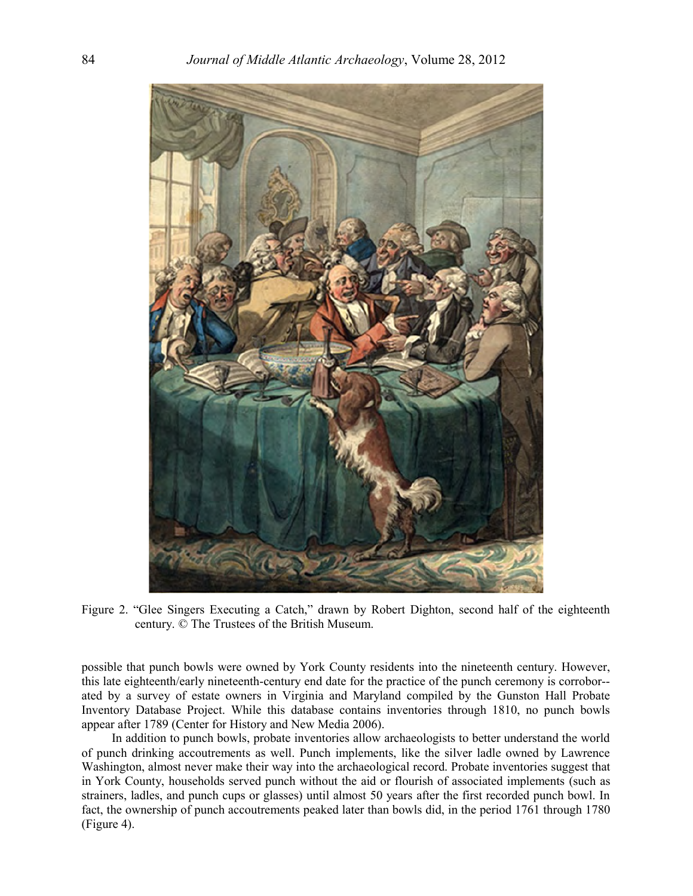Figure 2. "Glee Singers Executing a Catch," drawn by Robert Dighton, second half of the eighteenth century. © The Trustees of the British Museum.

possible that punch bowls were owned by York County residents into the nineteenth century. However, this late eighteenth/early nineteenth-century end date for the practice of the punch ceremony is corroborated by a survey of estate owners in Virginia and Maryland compiled by the Gunston Hall Probate Inventory Database Project. While this database contains inventories through 1810, no punch bowls appear after 1789 (Center for History and New Media 2006).

In addition to punch bowls, probate inventories allow archaeologists to better understand the world of punch drinking accoutrements as well. Punch implements, like the silver ladle owned by Lawrence Washington, almost never make their way into the archaeological record. Probate inventories suggest that in York County, households served punch without the aid or flourish of associated implements (such as strainers, ladles, and punch cups or glasses) until almost 50 years after the first recorded punch bowl. In fact, the ownership of punch accoutrements peaked later than bowls did, in the period 1761 through 1780 (Figure 4).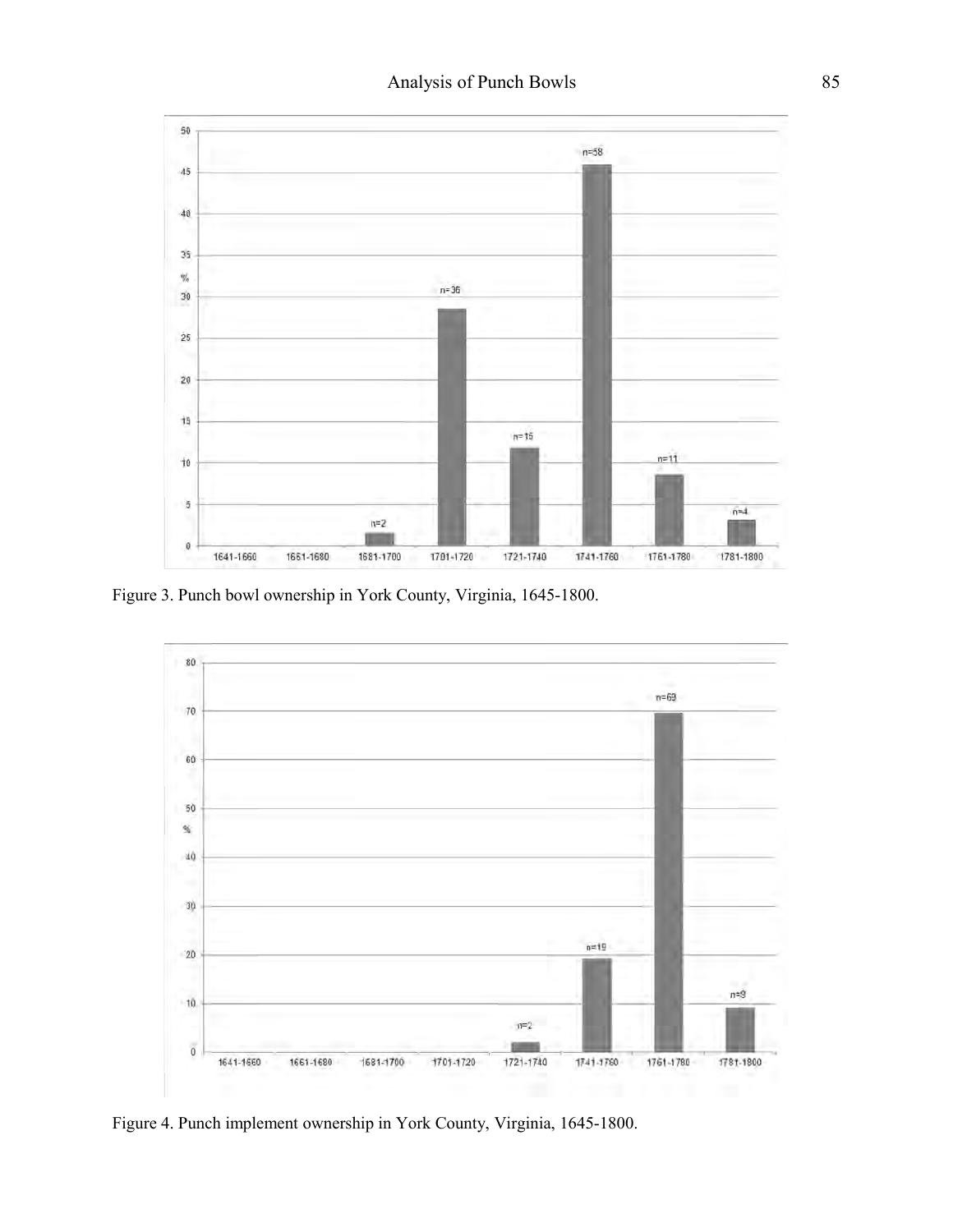Figure 3. Punch bowl ownership in York County, Virginia, 1645-1800.

Figure 4. Punch implement ownership in York County, Virginia, 1645-1800.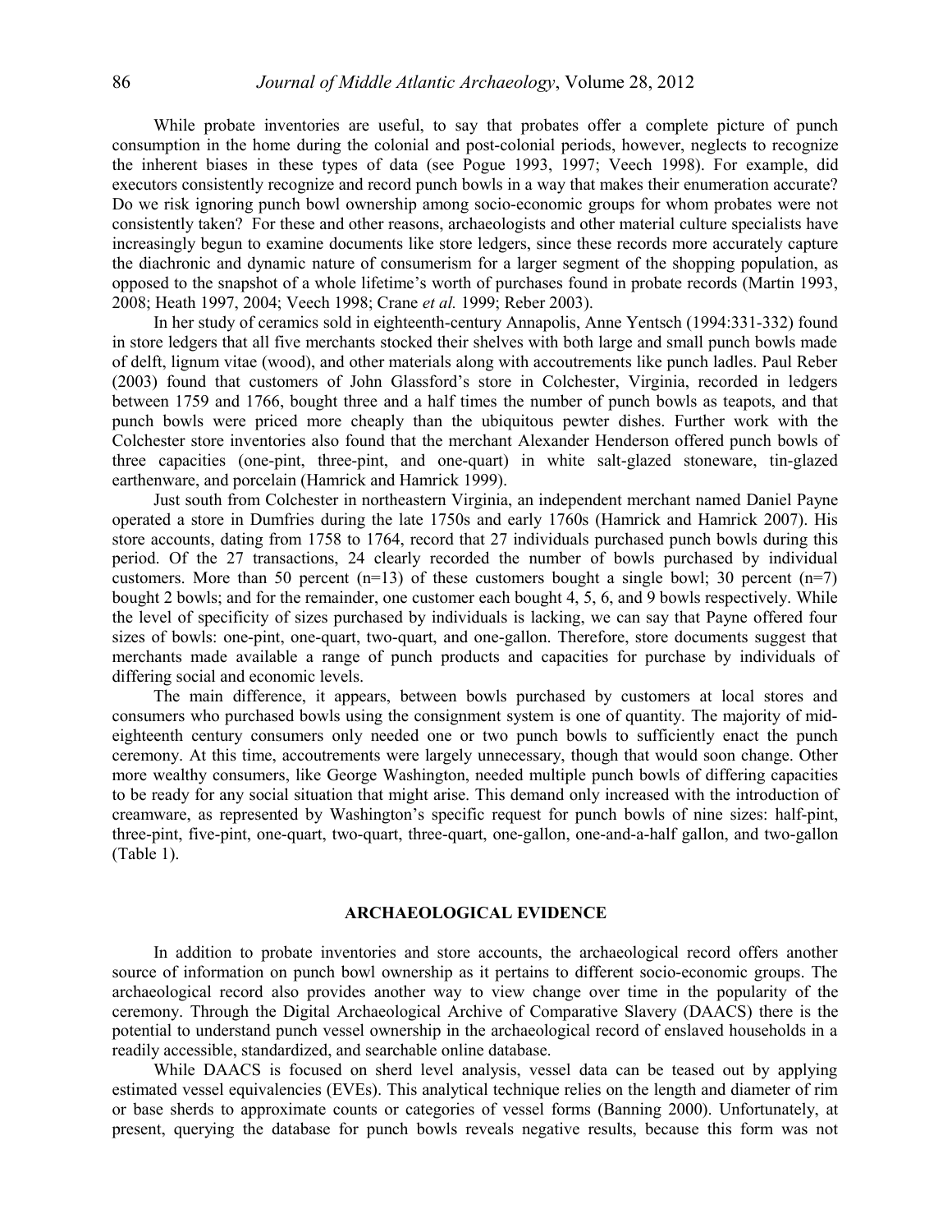While probate inventories are useful, to say that probates offer a complete picture of punch consumption in the home during the colonial and post-colonial periods, however, neglects to recognize the inherent biases in these types of data (see Pogue 1993, 1997; Veech 1998). For example, did executors consistently recognize and record punch bowls in a way that makes their enumeration accurate? Do we risk ignoring punch bowl ownership among socio-economic groups for whom probates were not consistently taken? For these and other reasons, archaeologists and other material culture specialists have increasingly begun to examine documents like store ledgers, since these records more accurately capture the diachronic and dynamic nature of consumerism for a larger segment of the shopping population, as opposed to the snapshot of a whole lifetime's worth of purchases found in probate records (Martin 1993, 2008; Heath 1997, 2004; Veech 1998; Crane *et al.* 1999; Reber 2003).

In her study of ceramics sold in eighteenth-century Annapolis, Anne Yentsch (1994:331-332) found in store ledgers that all five merchants stocked their shelves with both large and small punch bowls made of delft, lignum vitae (wood), and other materials along with accoutrements like punch ladles. Paul Reber (2003) found that customers of John Glassford's store in Colchester, Virginia, recorded in ledgers between 1759 and 1766, bought three and a half times the number of punch bowls as teapots, and that punch bowls were priced more cheaply than the ubiquitous pewter dishes. Further work with the Colchester store inventories also found that the merchant Alexander Henderson offered punch bowls of three capacities (one-pint, three-pint, and one-quart) in white salt-glazed stoneware, tin-glazed earthenware, and porcelain (Hamrick and Hamrick 1999).

Just south from Colchester in northeastern Virginia, an independent merchant named Daniel Payne operated a store in Dumfries during the late 1750s and early 1760s (Hamrick and Hamrick 2007). His store accounts, dating from 1758 to 1764, record that 27 individuals purchased punch bowls during this period. Of the 27 transactions, 24 clearly recorded the number of bowls purchased by individual customers. More than 50 percent (n=13) of these customers bought a single bowl; 30 percent (n=7) bought 2 bowls; and for the remainder, one customer each bought 4, 5, 6, and 9 bowls respectively. While the level of specificity of sizes purchased by individuals is lacking, we can say that Payne offered four sizes of bowls: one-pint, one-quart, two-quart, and one-gallon. Therefore, store documents suggest that merchants made available a range of punch products and capacities for purchase by individuals of differing social and economic levels.

The main difference, it appears, between bowls purchased by customers at local stores and consumers who purchased bowls using the consignment system is one of quantity. The majority of mid-eighteenth century consumers only needed one or two punch bowls to sufficiently enact the punch ceremony. At this time, accoutrements were largely unnecessary, though that would soon change. Other more wealthy consumers, like George Washington, needed multiple punch bowls of differing capacities to be ready for any social situation that might arise. This demand only increased with the introduction of creamware, as represented by Washington's specific request for punch bowls of nine sizes: half-pint, three-pint, five-pint, one-quart, two-quart, three-quart, one-gallon, one-and-a-half gallon, and two-gallon (Table 1).

## ARCHAEOLOGICAL EVIDENCE

In addition to probate inventories and store accounts, the archaeological record offers another source of information on punch bowl ownership as it pertains to different socio-economic groups. The archaeological record also provides another way to view change over time in the popularity of the ceremony. Through the Digital Archaeological Archive of Comparative Slavery (DAACS) there is the potential to understand punch vessel ownership in the archaeological record of enslaved households in a readily accessible, standardized, and searchable online database.

While DAACS is focused on sherd level analysis, vessel data can be teased out by applying estimated vessel equivalencies (EVEs). This analytical technique relies on the length and diameter of rim or base sherds to approximate counts or categories of vessel forms (Banning 2000). Unfortunately, at present, querying the database for punch bowls reveals negative results, because this form was not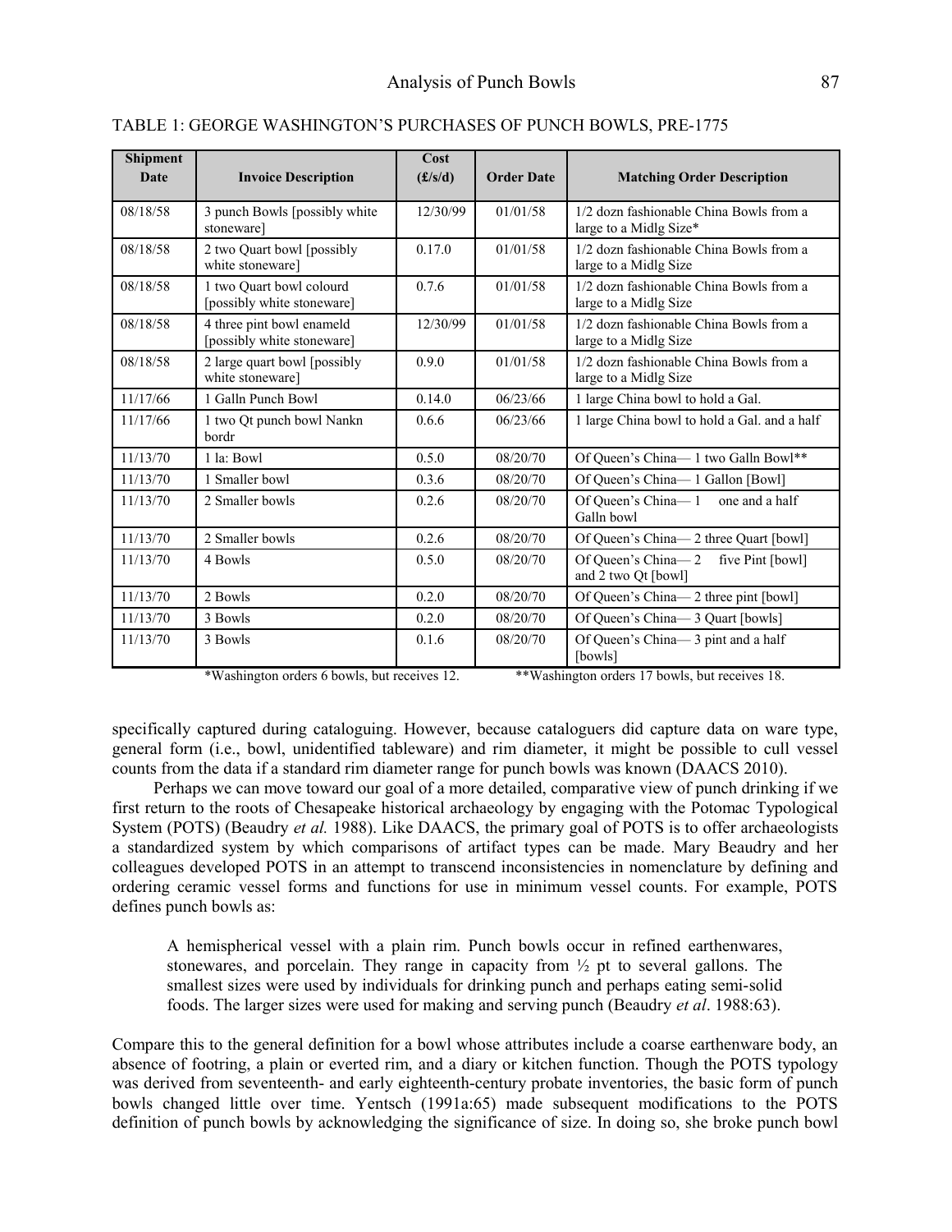TABLE 1: GEORGE WASHINGTON'S PURCHASES OF PUNCH BOWLS, PRE-1775

| Shipment Date | Invoice Description | Cost (£/s/d) | Order Date | Matching Order Description |
|---|---|---|---|---|
| 08/18/58 | 3 punch Bowls [possibly white stoneware] | 12/30/99 | 01/01/58 | 1/2 dozn fashionable China Bowls from a large to a Midlg Size* |
| 08/18/58 | 2 two Quart bowl [possibly white stoneware] | 0.17.0 | 01/01/58 | 1/2 dozn fashionable China Bowls from a large to a Midlg Size |
| 08/18/58 | 1 two Quart bowl colourd [possibly white stoneware] | 0.7.6 | 01/01/58 | 1/2 dozn fashionable China Bowls from a large to a Midlg Size |
| 08/18/58 | 4 three pint bowl enameld [possibly white stoneware] | 12/30/99 | 01/01/58 | 1/2 dozn fashionable China Bowls from a large to a Midlg Size |
| 08/18/58 | 2 large quart bowl [possibly white stoneware] | 0.9.0 | 01/01/58 | 1/2 dozn fashionable China Bowls from a large to a Midlg Size |
| 11/17/66 | 1 Galln Punch Bowl | 0.14.0 | 06/23/66 | 1 large China bowl to hold a Gal. |
| 11/17/66 | 1 two Qt punch bowl Nankn bordr | 0.6.6 | 06/23/66 | 1 large China bowl to hold a Gal. and a half |
| 11/13/70 | 1 la: Bowl | 0.5.0 | 08/20/70 | Of Queen's China— 1 two Galln Bowl** |
| 11/13/70 | 1 Smaller bowl | 0.3.6 | 08/20/70 | Of Queen's China— 1 Gallon [Bowl] |
| 11/13/70 | 2 Smaller bowls | 0.2.6 | 08/20/70 | Of Queen's China— 1 one and a half Galln bowl |
| 11/13/70 | 2 Smaller bowls | 0.2.6 | 08/20/70 | Of Queen's China— 2 three Quart [bowl] |
| 11/13/70 | 4 Bowls | 0.5.0 | 08/20/70 | Of Queen's China— 2 five Pint [bowl] and 2 two Qt [bowl] |
| 11/13/70 | 2 Bowls | 0.2.0 | 08/20/70 | Of Queen's China— 2 three pint [bowl] |
| 11/13/70 | 3 Bowls | 0.2.0 | 08/20/70 | Of Queen's China— 3 Quart [bowls] |
| 11/13/70 | 3 Bowls | 0.1.6 | 08/20/70 | Of Queen's China— 3 pint and a half [bowls] |

*Washington orders 6 bowls, but receives 12. **Washington orders 17 bowls, but receives 18.

specifically captured during cataloguing. However, because cataloguers did capture data on ware type, general form (i.e., bowl, unidentified tableware) and rim diameter, it might be possible to cull vessel counts from the data if a standard rim diameter range for punch bowls was known (DAACS 2010).

Perhaps we can move toward our goal of a more detailed, comparative view of punch drinking if we first return to the roots of Chesapeake historical archaeology by engaging with the Potomac Typological System (POTS) (Beaudry *et al.* 1988). Like DAACS, the primary goal of POTS is to offer archaeologists a standardized system by which comparisons of artifact types can be made. Mary Beaudry and her colleagues developed POTS in an attempt to transcend inconsistencies in nomenclature by defining and ordering ceramic vessel forms and functions for use in minimum vessel counts. For example, POTS defines punch bowls as:

> A hemispherical vessel with a plain rim. Punch bowls occur in refined earthenwares, stonewares, and porcelain. They range in capacity from ½ pt to several gallons. The smallest sizes were used by individuals for drinking punch and perhaps eating semi-solid foods. The larger sizes were used for making and serving punch (Beaudry *et al*. 1988:63).

Compare this to the general definition for a bowl whose attributes include a coarse earthenware body, an absence of footring, a plain or everted rim, and a diary or kitchen function. Though the POTS typology was derived from seventeenth- and early eighteenth-century probate inventories, the basic form of punch bowls changed little over time. Yentsch (1991a:65) made subsequent modifications to the POTS definition of punch bowls by acknowledging the significance of size. In doing so, she broke punch bowl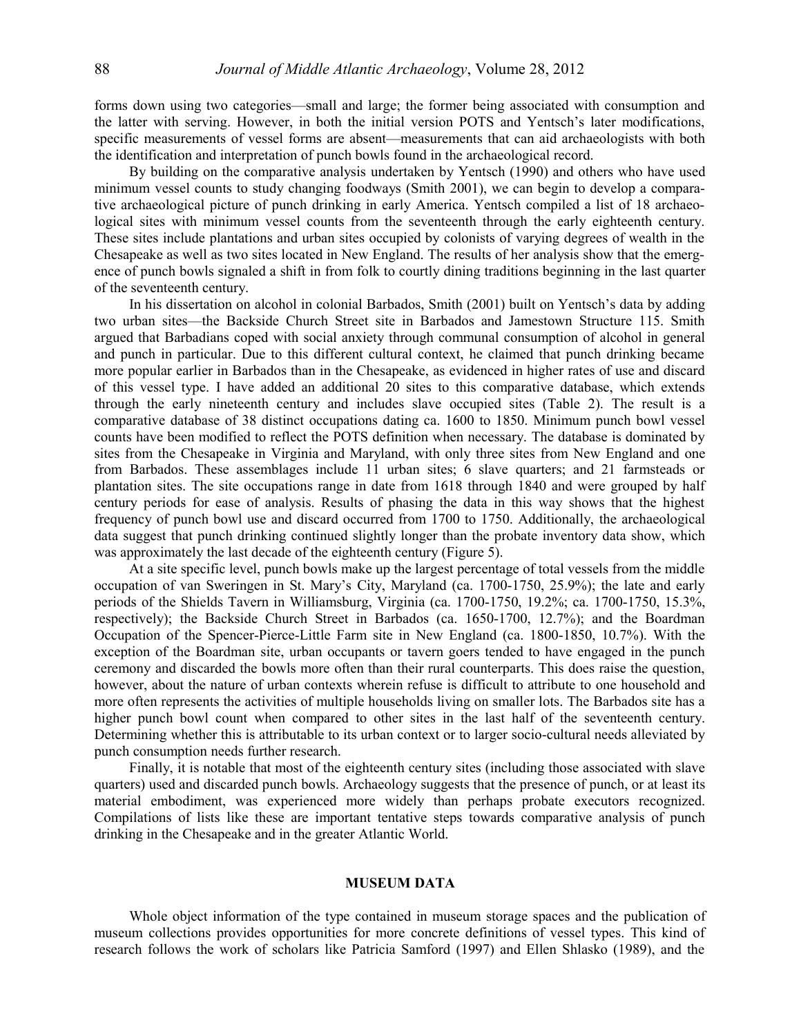forms down using two categories—small and large; the former being associated with consumption and the latter with serving. However, in both the initial version POTS and Yentsch's later modifications, specific measurements of vessel forms are absent—measurements that can aid archaeologists with both the identification and interpretation of punch bowls found in the archaeological record.

By building on the comparative analysis undertaken by Yentsch (1990) and others who have used minimum vessel counts to study changing foodways (Smith 2001), we can begin to develop a comparative archaeological picture of punch drinking in early America. Yentsch compiled a list of 18 archaeological sites with minimum vessel counts from the seventeenth through the early eighteenth century. These sites include plantations and urban sites occupied by colonists of varying degrees of wealth in the Chesapeake as well as two sites located in New England. The results of her analysis show that the emergence of punch bowls signaled a shift in from folk to courtly dining traditions beginning in the last quarter of the seventeenth century.

In his dissertation on alcohol in colonial Barbados, Smith (2001) built on Yentsch's data by adding two urban sites—the Backside Church Street site in Barbados and Jamestown Structure 115. Smith argued that Barbadians coped with social anxiety through communal consumption of alcohol in general and punch in particular. Due to this different cultural context, he claimed that punch drinking became more popular earlier in Barbados than in the Chesapeake, as evidenced in higher rates of use and discard of this vessel type. I have added an additional 20 sites to this comparative database, which extends through the early nineteenth century and includes slave occupied sites (Table 2). The result is a comparative database of 38 distinct occupations dating ca. 1600 to 1850. Minimum punch bowl vessel counts have been modified to reflect the POTS definition when necessary. The database is dominated by sites from the Chesapeake in Virginia and Maryland, with only three sites from New England and one from Barbados. These assemblages include 11 urban sites; 6 slave quarters; and 21 farmsteads or plantation sites. The site occupations range in date from 1618 through 1840 and were grouped by half century periods for ease of analysis. Results of phasing the data in this way shows that the highest frequency of punch bowl use and discard occurred from 1700 to 1750. Additionally, the archaeological data suggest that punch drinking continued slightly longer than the probate inventory data show, which was approximately the last decade of the eighteenth century (Figure 5).

At a site specific level, punch bowls make up the largest percentage of total vessels from the middle occupation of van Sweringen in St. Mary's City, Maryland (ca. 1700-1750, 25.9%); the late and early periods of the Shields Tavern in Williamsburg, Virginia (ca. 1700-1750, 19.2%; ca. 1700-1750, 15.3%, respectively); the Backside Church Street in Barbados (ca. 1650-1700, 12.7%); and the Boardman Occupation of the Spencer-Pierce-Little Farm site in New England (ca. 1800-1850, 10.7%). With the exception of the Boardman site, urban occupants or tavern goers tended to have engaged in the punch ceremony and discarded the bowls more often than their rural counterparts. This does raise the question, however, about the nature of urban contexts wherein refuse is difficult to attribute to one household and more often represents the activities of multiple households living on smaller lots. The Barbados site has a higher punch bowl count when compared to other sites in the last half of the seventeenth century. Determining whether this is attributable to its urban context or to larger socio-cultural needs alleviated by punch consumption needs further research.

Finally, it is notable that most of the eighteenth century sites (including those associated with slave quarters) used and discarded punch bowls. Archaeology suggests that the presence of punch, or at least its material embodiment, was experienced more widely than perhaps probate executors recognized. Compilations of lists like these are important tentative steps towards comparative analysis of punch drinking in the Chesapeake and in the greater Atlantic World.

## MUSEUM DATA

Whole object information of the type contained in museum storage spaces and the publication of museum collections provides opportunities for more concrete definitions of vessel types. This kind of research follows the work of scholars like Patricia Samford (1997) and Ellen Shlasko (1989), and the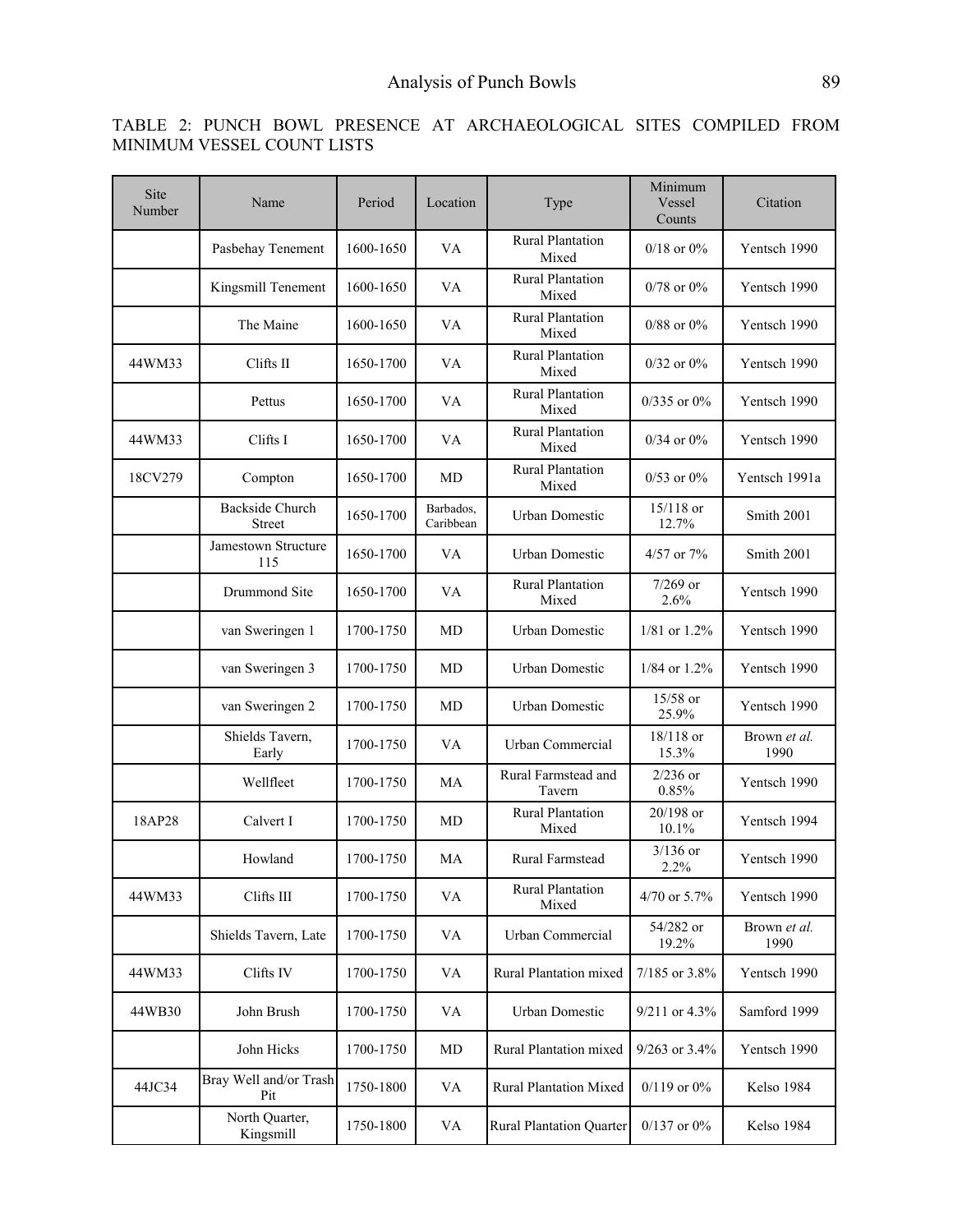TABLE 2: PUNCH BOWL PRESENCE AT ARCHAEOLOGICAL SITES COMPILED FROM MINIMUM VESSEL COUNT LISTS

| Site Number | Name | Period | Location | Type | Minimum Vessel Counts | Citation |
|---|---|---|---|---|---|---|
| | Pasbehay Tenement | 1600-1650 | VA | Rural Plantation Mixed | 0/18 or 0% | Yentsch 1990 |
| | Kingsmill Tenement | 1600-1650 | VA | Rural Plantation Mixed | 0/78 or 0% | Yentsch 1990 |
| | The Maine | 1600-1650 | VA | Rural Plantation Mixed | 0/88 or 0% | Yentsch 1990 |
| 44WM33 | Clifts II | 1650-1700 | VA | Rural Plantation Mixed | 0/32 or 0% | Yentsch 1990 |
| | Pettus | 1650-1700 | VA | Rural Plantation Mixed | 0/335 or 0% | Yentsch 1990 |
| 44WM33 | Clifts I | 1650-1700 | VA | Rural Plantation Mixed | 0/34 or 0% | Yentsch 1990 |
| 18CV279 | Compton | 1650-1700 | MD | Rural Plantation Mixed | 0/53 or 0% | Yentsch 1991a |
| | Backside Church Street | 1650-1700 | Barbados, Caribbean | Urban Domestic | 15/118 or 12.7% | Smith 2001 |
| | Jamestown Structure 115 | 1650-1700 | VA | Urban Domestic | 4/57 or 7% | Smith 2001 |
| | Drummond Site | 1650-1700 | VA | Rural Plantation Mixed | 7/269 or 2.6% | Yentsch 1990 |
| | van Sweringen 1 | 1700-1750 | MD | Urban Domestic | 1/81 or 1.2% | Yentsch 1990 |
| | van Sweringen 3 | 1700-1750 | MD | Urban Domestic | 1/84 or 1.2% | Yentsch 1990 |
| | van Sweringen 2 | 1700-1750 | MD | Urban Domestic | 15/58 or 25.9% | Yentsch 1990 |
| | Shields Tavern, Early | 1700-1750 | VA | Urban Commercial | 18/118 or 15.3% | Brown *et al.* 1990 |
| | Wellfleet | 1700-1750 | MA | Rural Farmstead and Tavern | 2/236 or 0.85% | Yentsch 1990 |
| 18AP28 | Calvert I | 1700-1750 | MD | Rural Plantation Mixed | 20/198 or 10.1% | Yentsch 1994 |
| | Howland | 1700-1750 | MA | Rural Farmstead | 3/136 or 2.2% | Yentsch 1990 |
| 44WM33 | Clifts III | 1700-1750 | VA | Rural Plantation Mixed | 4/70 or 5.7% | Yentsch 1990 |
| | Shields Tavern, Late | 1700-1750 | VA | Urban Commercial | 54/282 or 19.2% | Brown *et al.* 1990 |
| 44WM33 | Clifts IV | 1700-1750 | VA | Rural Plantation mixed | 7/185 or 3.8% | Yentsch 1990 |
| 44WB30 | John Brush | 1700-1750 | VA | Urban Domestic | 9/211 or 4.3% | Samford 1999 |
| | John Hicks | 1700-1750 | MD | Rural Plantation mixed | 9/263 or 3.4% | Yentsch 1990 |
| 44JC34 | Bray Well and/or Trash Pit | 1750-1800 | VA | Rural Plantation Mixed | 0/119 or 0% | Kelso 1984 |
| | North Quarter, Kingsmill | 1750-1800 | VA | Rural Plantation Quarter | 0/137 or 0% | Kelso 1984 |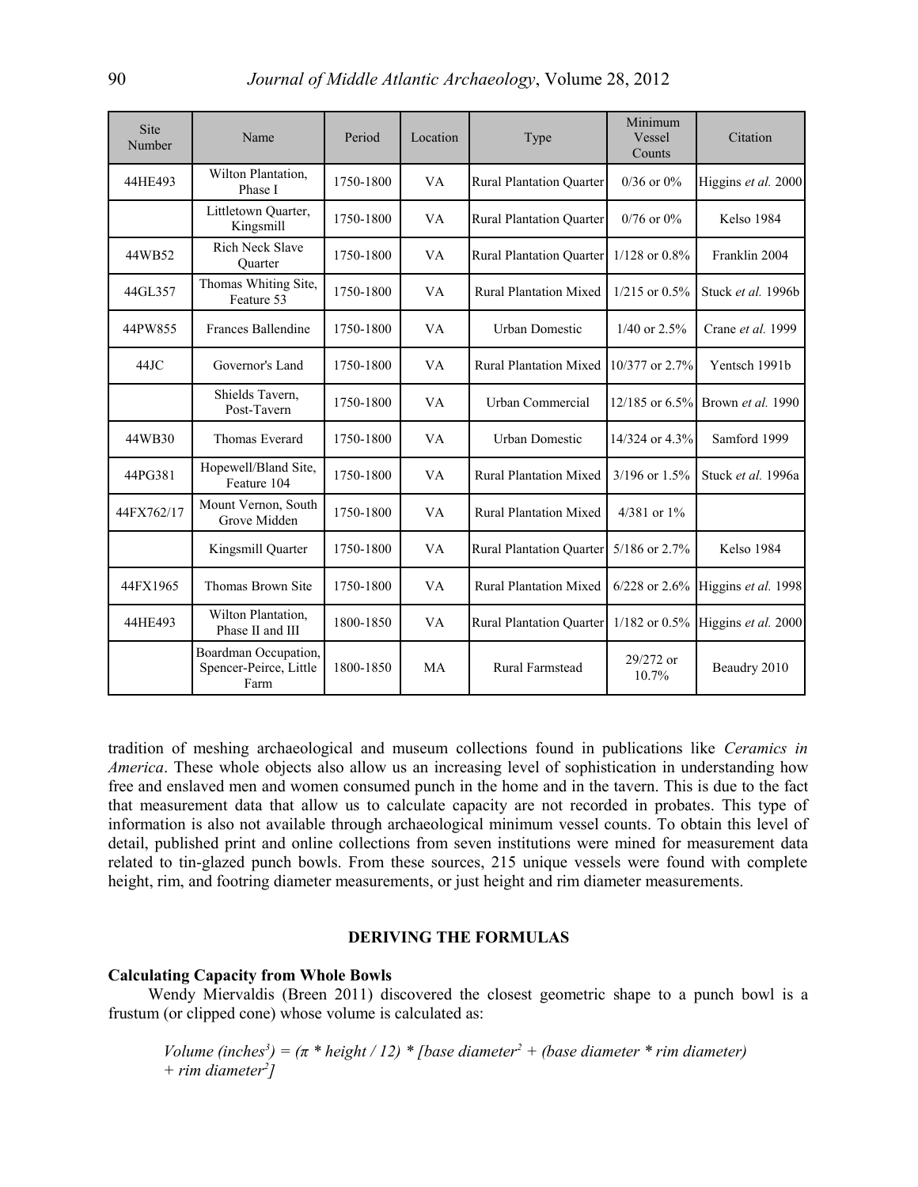| Site Number | Name | Period | Location | Type | Minimum Vessel Counts | Citation |
|---|---|---|---|---|---|---|
| 44HE493 | Wilton Plantation, Phase I | 1750-1800 | VA | Rural Plantation Quarter | 0/36 or 0% | Higgins *et al.* 2000 |
| | Littletown Quarter, Kingsmill | 1750-1800 | VA | Rural Plantation Quarter | 0/76 or 0% | Kelso 1984 |
| 44WB52 | Rich Neck Slave Quarter | 1750-1800 | VA | Rural Plantation Quarter | 1/128 or 0.8% | Franklin 2004 |
| 44GL357 | Thomas Whiting Site, Feature 53 | 1750-1800 | VA | Rural Plantation Mixed | 1/215 or 0.5% | Stuck *et al.* 1996b |
| 44PW855 | Frances Ballendine | 1750-1800 | VA | Urban Domestic | 1/40 or 2.5% | Crane *et al.* 1999 |
| 44JC | Governor's Land | 1750-1800 | VA | Rural Plantation Mixed | 10/377 or 2.7% | Yentsch 1991b |
| | Shields Tavern, Post-Tavern | 1750-1800 | VA | Urban Commercial | 12/185 or 6.5% | Brown *et al.* 1990 |
| 44WB30 | Thomas Everard | 1750-1800 | VA | Urban Domestic | 14/324 or 4.3% | Samford 1999 |
| 44PG381 | Hopewell/Bland Site, Feature 104 | 1750-1800 | VA | Rural Plantation Mixed | 3/196 or 1.5% | Stuck *et al.* 1996a |
| 44FX762/17 | Mount Vernon, South Grove Midden | 1750-1800 | VA | Rural Plantation Mixed | 4/381 or 1% | |
| | Kingsmill Quarter | 1750-1800 | VA | Rural Plantation Quarter | 5/186 or 2.7% | Kelso 1984 |
| 44FX1965 | Thomas Brown Site | 1750-1800 | VA | Rural Plantation Mixed | 6/228 or 2.6% | Higgins *et al.* 1998 |
| 44HE493 | Wilton Plantation, Phase II and III | 1800-1850 | VA | Rural Plantation Quarter | 1/182 or 0.5% | Higgins *et al.* 2000 |
| | Boardman Occupation, Spencer-Peirce, Little Farm | 1800-1850 | MA | Rural Farmstead | 29/272 or 10.7% | Beaudry 2010 |

tradition of meshing archaeological and museum collections found in publications like *Ceramics in America*. These whole objects also allow us an increasing level of sophistication in understanding how free and enslaved men and women consumed punch in the home and in the tavern. This is due to the fact that measurement data that allow us to calculate capacity are not recorded in probates. This type of information is also not available through archaeological minimum vessel counts. To obtain this level of detail, published print and online collections from seven institutions were mined for measurement data related to tin-glazed punch bowls. From these sources, 215 unique vessels were found with complete height, rim, and footring diameter measurements, or just height and rim diameter measurements.

## DERIVING THE FORMULAS

### Calculating Capacity from Whole Bowls

Wendy Miervaldis (Breen 2011) discovered the closest geometric shape to a punch bowl is a frustum (or clipped cone) whose volume is calculated as:

$$\text{Volume (inches}^3) = (\pi * \text{height} / 12) * [\text{base diameter}^2 + (\text{base diameter} * \text{rim diameter}) + \text{rim diameter}^2]$$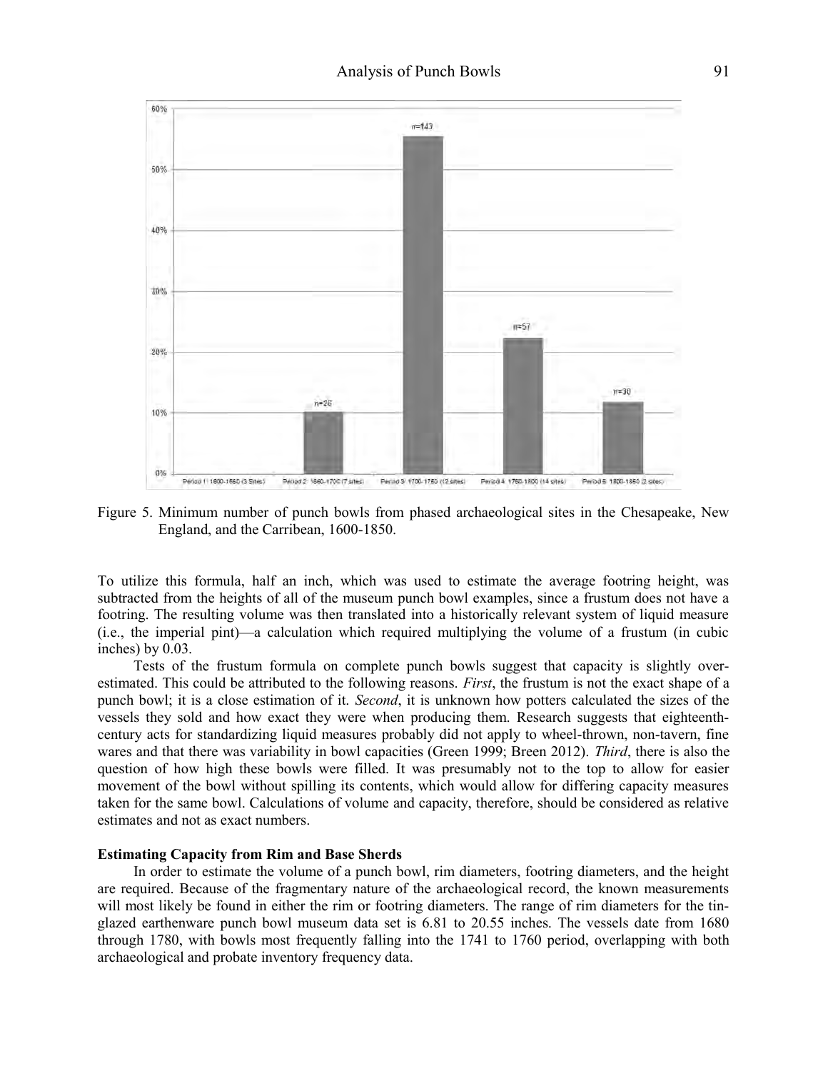Figure 5. Minimum number of punch bowls from phased archaeological sites in the Chesapeake, New England, and the Carribean, 1600-1850.

To utilize this formula, half an inch, which was used to estimate the average footring height, was subtracted from the heights of all of the museum punch bowl examples, since a frustum does not have a footring. The resulting volume was then translated into a historically relevant system of liquid measure (i.e., the imperial pint)—a calculation which required multiplying the volume of a frustum (in cubic inches) by 0.03.

Tests of the frustum formula on complete punch bowls suggest that capacity is slightly over-estimated. This could be attributed to the following reasons. *First*, the frustum is not the exact shape of a punch bowl; it is a close estimation of it. *Second*, it is unknown how potters calculated the sizes of the vessels they sold and how exact they were when producing them. Research suggests that eighteenth-century acts for standardizing liquid measures probably did not apply to wheel-thrown, non-tavern, fine wares and that there was variability in bowl capacities (Green 1999; Breen 2012). *Third*, there is also the question of how high these bowls were filled. It was presumably not to the top to allow for easier movement of the bowl without spilling its contents, which would allow for differing capacity measures taken for the same bowl. Calculations of volume and capacity, therefore, should be considered as relative estimates and not as exact numbers.

**Estimating Capacity from Rim and Base Sherds**

In order to estimate the volume of a punch bowl, rim diameters, footring diameters, and the height are required. Because of the fragmentary nature of the archaeological record, the known measurements will most likely be found in either the rim or footring diameters. The range of rim diameters for the tin-glazed earthenware punch bowl museum data set is 6.81 to 20.55 inches. The vessels date from 1680 through 1780, with bowls most frequently falling into the 1741 to 1760 period, overlapping with both archaeological and probate inventory frequency data.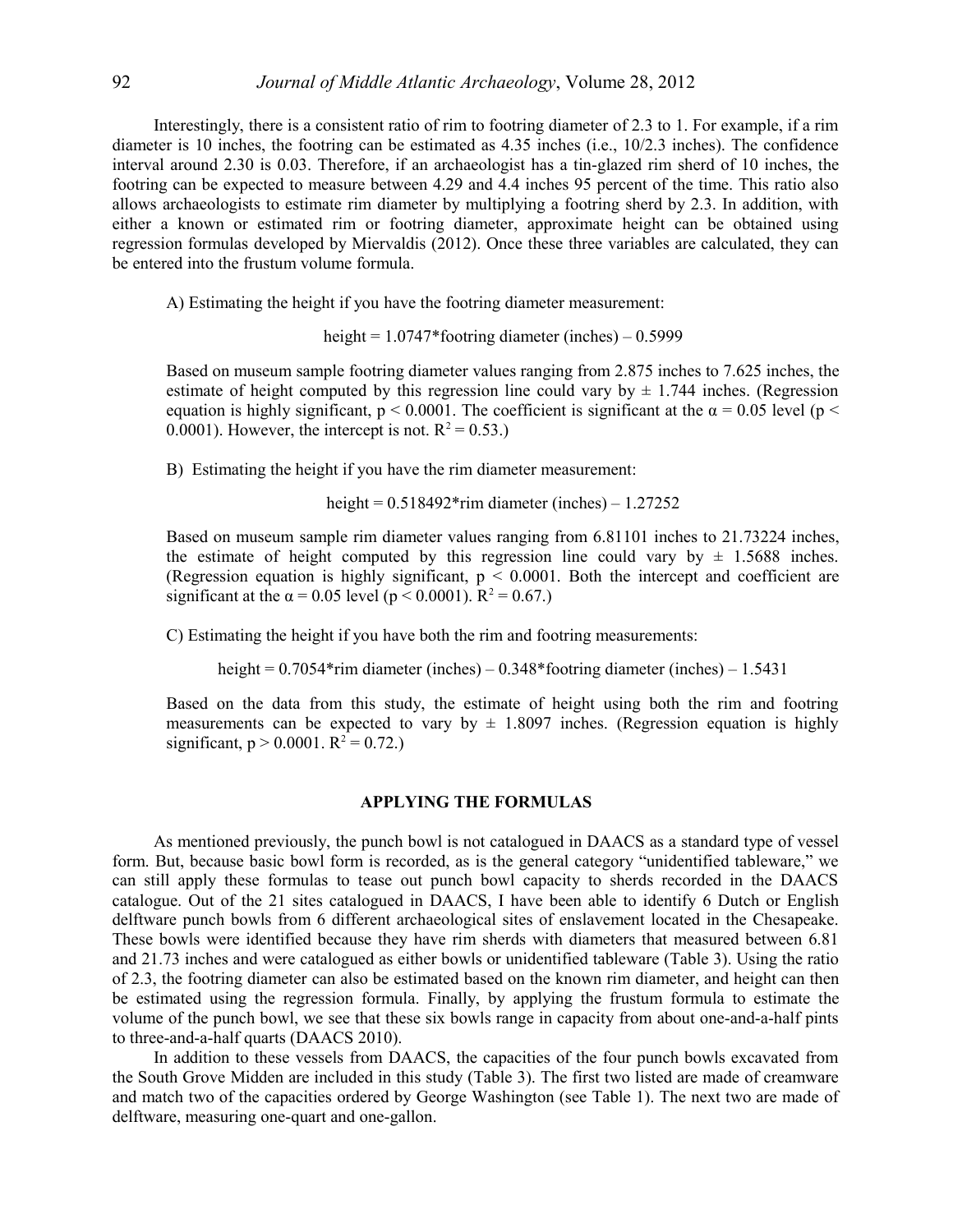Interestingly, there is a consistent ratio of rim to footring diameter of 2.3 to 1. For example, if a rim diameter is 10 inches, the footring can be estimated as 4.35 inches (i.e., 10/2.3 inches). The confidence interval around 2.30 is 0.03. Therefore, if an archaeologist has a tin-glazed rim sherd of 10 inches, the footring can be expected to measure between 4.29 and 4.4 inches 95 percent of the time. This ratio also allows archaeologists to estimate rim diameter by multiplying a footring sherd by 2.3. In addition, with either a known or estimated rim or footring diameter, approximate height can be obtained using regression formulas developed by Miervaldis (2012). Once these three variables are calculated, they can be entered into the frustum volume formula.

A) Estimating the height if you have the footring diameter measurement:

$$\text{height} = 1.0747 * \text{footring diameter (inches)} - 0.5999$$

Based on museum sample footring diameter values ranging from 2.875 inches to 7.625 inches, the estimate of height computed by this regression line could vary by ± 1.744 inches. (Regression equation is highly significant, $p < 0.0001$. The coefficient is significant at the $\alpha = 0.05$ level ($p < 0.0001$). However, the intercept is not. $R^2 = 0.53$.)

B) Estimating the height if you have the rim diameter measurement:

$$\text{height} = 0.518492 * \text{rim diameter (inches)} - 1.27252$$

Based on museum sample rim diameter values ranging from 6.81101 inches to 21.73224 inches, the estimate of height computed by this regression line could vary by ± 1.5688 inches. (Regression equation is highly significant, $p < 0.0001$. Both the intercept and coefficient are significant at the $\alpha = 0.05$ level ($p < 0.0001$). $R^2 = 0.67$.)

C) Estimating the height if you have both the rim and footring measurements:

$$\text{height} = 0.7054 * \text{rim diameter (inches)} - 0.348 * \text{footring diameter (inches)} - 1.5431$$

Based on the data from this study, the estimate of height using both the rim and footring measurements can be expected to vary by ± 1.8097 inches. (Regression equation is highly significant, $p > 0.0001$. $R^2 = 0.72$.)

## APPLYING THE FORMULAS

As mentioned previously, the punch bowl is not catalogued in DAACS as a standard type of vessel form. But, because basic bowl form is recorded, as is the general category "unidentified tableware," we can still apply these formulas to tease out punch bowl capacity to sherds recorded in the DAACS catalogue. Out of the 21 sites catalogued in DAACS, I have been able to identify 6 Dutch or English delftware punch bowls from 6 different archaeological sites of enslavement located in the Chesapeake. These bowls were identified because they have rim sherds with diameters that measured between 6.81 and 21.73 inches and were catalogued as either bowls or unidentified tableware (Table 3). Using the ratio of 2.3, the footring diameter can also be estimated based on the known rim diameter, and height can then be estimated using the regression formula. Finally, by applying the frustum formula to estimate the volume of the punch bowl, we see that these six bowls range in capacity from about one-and-a-half pints to three-and-a-half quarts (DAACS 2010).

In addition to these vessels from DAACS, the capacities of the four punch bowls excavated from the South Grove Midden are included in this study (Table 3). The first two listed are made of creamware and match two of the capacities ordered by George Washington (see Table 1). The next two are made of delftware, measuring one-quart and one-gallon.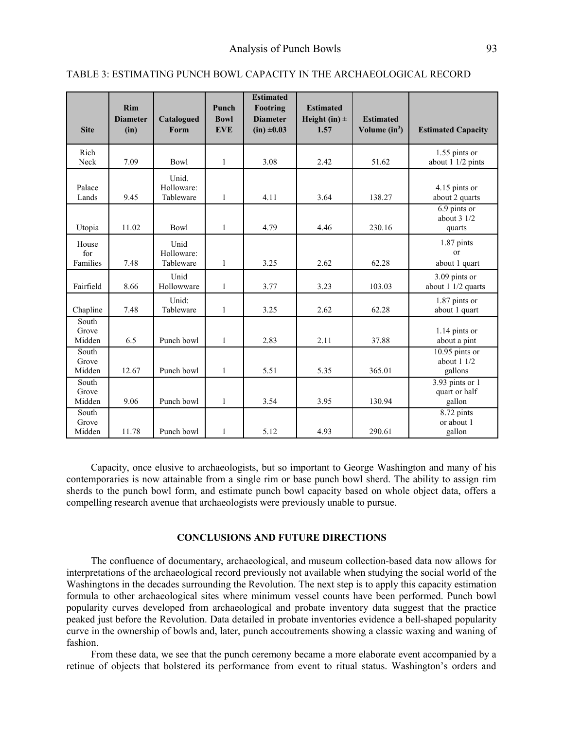TABLE 3: ESTIMATING PUNCH BOWL CAPACITY IN THE ARCHAEOLOGICAL RECORD

| Site | Rim Diameter (in) | Catalogued Form | Punch Bowl EVE | Estimated Footring Diameter (in) ±0.03 | Estimated Height (in) ± 1.57 | Estimated Volume ($in^3$) | Estimated Capacity |
|---|---|---|---|---|---|---|---|
| Rich Neck | 7.09 | Bowl | 1 | 3.08 | 2.42 | 51.62 | 1.55 pints or about 1 1/2 pints |
| Palace Lands | 9.45 | Unid. Holloware: Tableware | 1 | 4.11 | 3.64 | 138.27 | 4.15 pints or about 2 quarts |
| Utopia | 11.02 | Bowl | 1 | 4.79 | 4.46 | 230.16 | 6.9 pints or about 3 1/2 quarts |
| House for Families | 7.48 | Unid Holloware: Tableware | 1 | 3.25 | 2.62 | 62.28 | 1.87 pints or about 1 quart |
| Fairfield | 8.66 | Unid Hollowware | 1 | 3.77 | 3.23 | 103.03 | 3.09 pints or about 1 1/2 quarts |
| Chapline | 7.48 | Unid: Tableware | 1 | 3.25 | 2.62 | 62.28 | 1.87 pints or about 1 quart |
| South Grove Midden | 6.5 | Punch bowl | 1 | 2.83 | 2.11 | 37.88 | 1.14 pints or about a pint |
| South Grove Midden | 12.67 | Punch bowl | 1 | 5.51 | 5.35 | 365.01 | 10.95 pints or about 1 1/2 gallons |
| South Grove Midden | 9.06 | Punch bowl | 1 | 3.54 | 3.95 | 130.94 | 3.93 pints or 1 quart or half gallon |
| South Grove Midden | 11.78 | Punch bowl | 1 | 5.12 | 4.93 | 290.61 | 8.72 pints or about 1 gallon |

Capacity, once elusive to archaeologists, but so important to George Washington and many of his contemporaries is now attainable from a single rim or base punch bowl sherd. The ability to assign rim sherds to the punch bowl form, and estimate punch bowl capacity based on whole object data, offers a compelling research avenue that archaeologists were previously unable to pursue.

## CONCLUSIONS AND FUTURE DIRECTIONS

The confluence of documentary, archaeological, and museum collection-based data now allows for interpretations of the archaeological record previously not available when studying the social world of the Washingtons in the decades surrounding the Revolution. The next step is to apply this capacity estimation formula to other archaeological sites where minimum vessel counts have been performed. Punch bowl popularity curves developed from archaeological and probate inventory data suggest that the practice peaked just before the Revolution. Data detailed in probate inventories evidence a bell-shaped popularity curve in the ownership of bowls and, later, punch accoutrements showing a classic waxing and waning of fashion.

From these data, we see that the punch ceremony became a more elaborate event accompanied by a retinue of objects that bolstered its performance from event to ritual status. Washington's orders and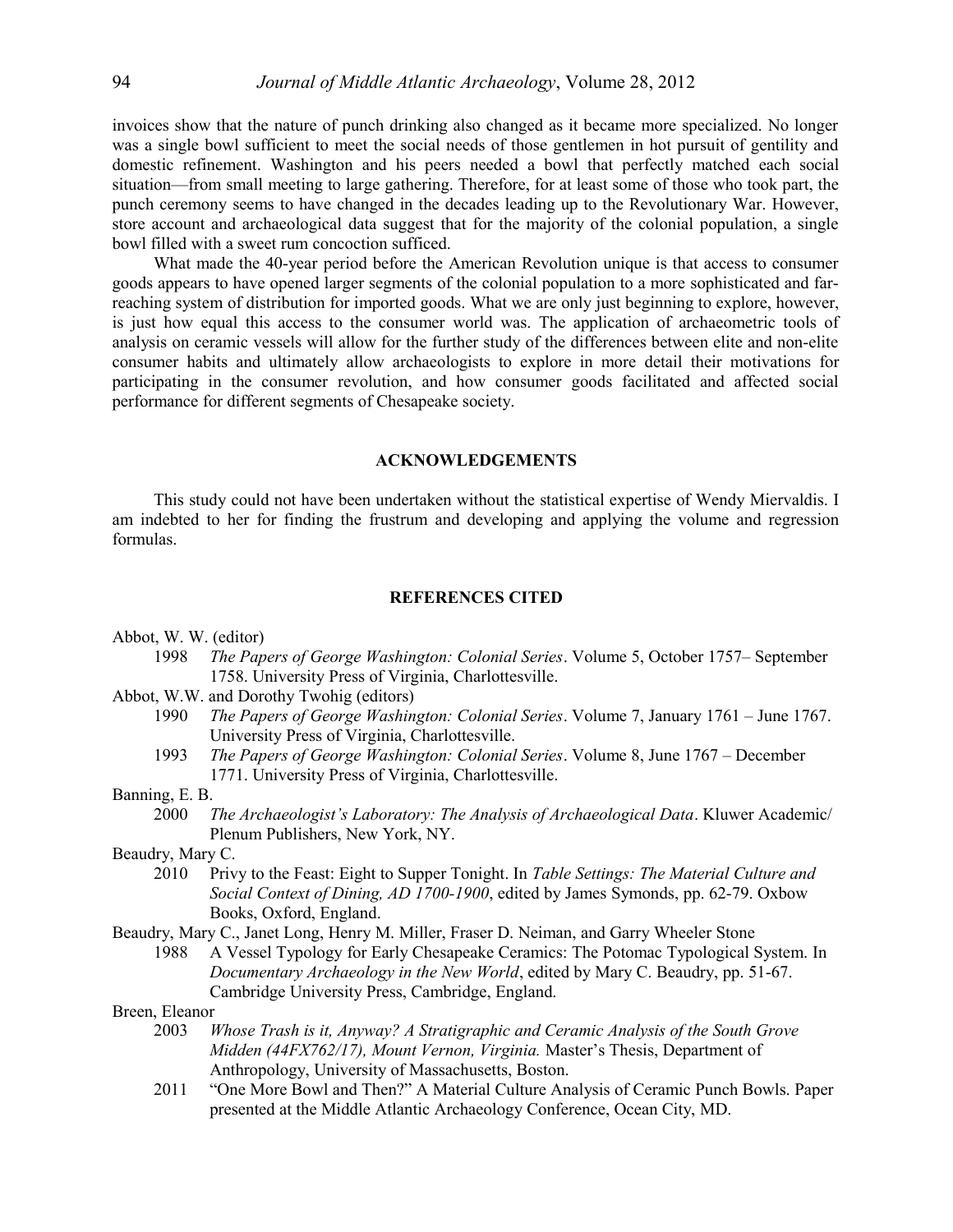invoices show that the nature of punch drinking also changed as it became more specialized. No longer was a single bowl sufficient to meet the social needs of those gentlemen in hot pursuit of gentility and domestic refinement. Washington and his peers needed a bowl that perfectly matched each social situation—from small meeting to large gathering. Therefore, for at least some of those who took part, the punch ceremony seems to have changed in the decades leading up to the Revolutionary War. However, store account and archaeological data suggest that for the majority of the colonial population, a single bowl filled with a sweet rum concoction sufficed.

What made the 40-year period before the American Revolution unique is that access to consumer goods appears to have opened larger segments of the colonial population to a more sophisticated and far-reaching system of distribution for imported goods. What we are only just beginning to explore, however, is just how equal this access to the consumer world was. The application of archaeometric tools of analysis on ceramic vessels will allow for the further study of the differences between elite and non-elite consumer habits and ultimately allow archaeologists to explore in more detail their motivations for participating in the consumer revolution, and how consumer goods facilitated and affected social performance for different segments of Chesapeake society.

## ACKNOWLEDGEMENTS

This study could not have been undertaken without the statistical expertise of Wendy Miervaldis. I am indebted to her for finding the frustrum and developing and applying the volume and regression formulas.

## REFERENCES CITED

Abbot, W. W. (editor)

1998 *The Papers of George Washington: Colonial Series*. Volume 5, October 1757– September 1758. University Press of Virginia, Charlottesville.

Abbot, W.W. and Dorothy Twohig (editors)

1990 *The Papers of George Washington: Colonial Series*. Volume 7, January 1761 – June 1767. University Press of Virginia, Charlottesville.

1993 *The Papers of George Washington: Colonial Series*. Volume 8, June 1767 – December 1771. University Press of Virginia, Charlottesville.

Banning, E. B.

2000 *The Archaeologist's Laboratory: The Analysis of Archaeological Data*. Kluwer Academic/ Plenum Publishers, New York, NY.

Beaudry, Mary C.

2010 Privy to the Feast: Eight to Supper Tonight. In *Table Settings: The Material Culture and Social Context of Dining, AD 1700-1900*, edited by James Symonds, pp. 62-79. Oxbow Books, Oxford, England.

Beaudry, Mary C., Janet Long, Henry M. Miller, Fraser D. Neiman, and Garry Wheeler Stone

1988 A Vessel Typology for Early Chesapeake Ceramics: The Potomac Typological System. In *Documentary Archaeology in the New World*, edited by Mary C. Beaudry, pp. 51-67. Cambridge University Press, Cambridge, England.

Breen, Eleanor

2003 *Whose Trash is it, Anyway? A Stratigraphic and Ceramic Analysis of the South Grove Midden (44FX762/17), Mount Vernon, Virginia.* Master's Thesis, Department of Anthropology, University of Massachusetts, Boston.

2011 "One More Bowl and Then?" A Material Culture Analysis of Ceramic Punch Bowls. Paper presented at the Middle Atlantic Archaeology Conference, Ocean City, MD.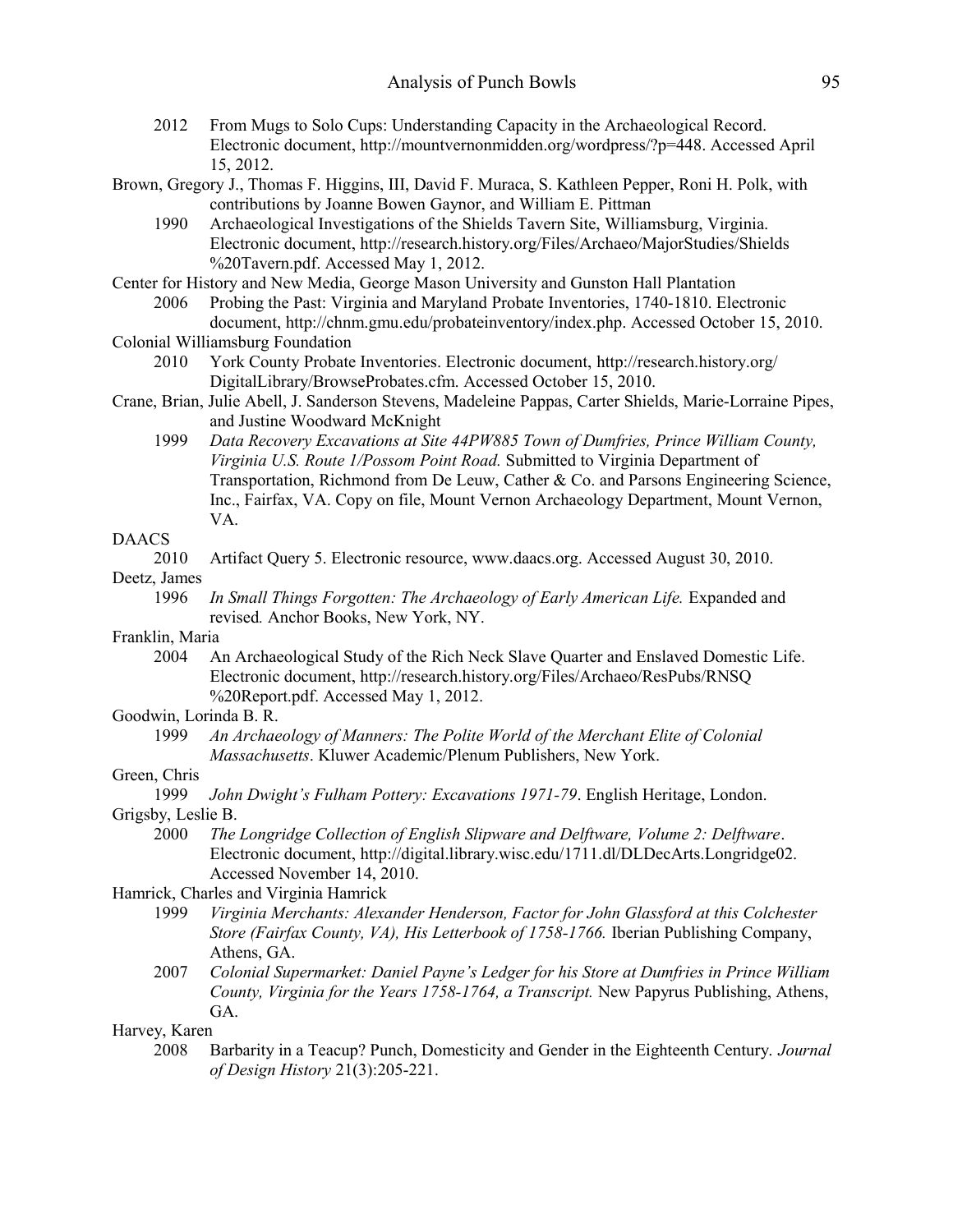2012 From Mugs to Solo Cups: Understanding Capacity in the Archaeological Record. Electronic document, http://mountvernonmidden.org/wordpress/?p=448. Accessed April 15, 2012.

Brown, Gregory J., Thomas F. Higgins, III, David F. Muraca, S. Kathleen Pepper, Roni H. Polk, with contributions by Joanne Bowen Gaynor, and William E. Pittman

1990 Archaeological Investigations of the Shields Tavern Site, Williamsburg, Virginia. Electronic document, http://research.history.org/Files/Archaeo/MajorStudies/Shields%20Tavern.pdf. Accessed May 1, 2012.

Center for History and New Media, George Mason University and Gunston Hall Plantation

2006 Probing the Past: Virginia and Maryland Probate Inventories, 1740-1810. Electronic document, http://chnm.gmu.edu/probateinventory/index.php. Accessed October 15, 2010.

Colonial Williamsburg Foundation

2010 York County Probate Inventories. Electronic document, http://research.history.org/DigitalLibrary/BrowseProbates.cfm. Accessed October 15, 2010.

Crane, Brian, Julie Abell, J. Sanderson Stevens, Madeleine Pappas, Carter Shields, Marie-Lorraine Pipes, and Justine Woodward McKnight

1999 *Data Recovery Excavations at Site 44PW885 Town of Dumfries, Prince William County, Virginia U.S. Route 1/Possom Point Road.* Submitted to Virginia Department of Transportation, Richmond from De Leuw, Cather & Co. and Parsons Engineering Science, Inc., Fairfax, VA. Copy on file, Mount Vernon Archaeology Department, Mount Vernon, VA.

DAACS

2010 Artifact Query 5. Electronic resource, www.daacs.org. Accessed August 30, 2010.

Deetz, James

1996 *In Small Things Forgotten: The Archaeology of Early American Life.* Expanded and revised*.* Anchor Books, New York, NY.

Franklin, Maria

2004 An Archaeological Study of the Rich Neck Slave Quarter and Enslaved Domestic Life. Electronic document, http://research.history.org/Files/Archaeo/ResPubs/RNSQ%20Report.pdf. Accessed May 1, 2012.

Goodwin, Lorinda B. R.

1999 *An Archaeology of Manners: The Polite World of the Merchant Elite of Colonial Massachusetts*. Kluwer Academic/Plenum Publishers, New York.

Green, Chris

1999 *John Dwight's Fulham Pottery: Excavations 1971-79*. English Heritage, London.

Grigsby, Leslie B.

2000 *The Longridge Collection of English Slipware and Delftware, Volume 2: Delftware*. Electronic document, http://digital.library.wisc.edu/1711.dl/DLDecArts.Longridge02. Accessed November 14, 2010.

Hamrick, Charles and Virginia Hamrick

1999 *Virginia Merchants: Alexander Henderson, Factor for John Glassford at this Colchester Store (Fairfax County, VA), His Letterbook of 1758-1766.* Iberian Publishing Company, Athens, GA.

2007 *Colonial Supermarket: Daniel Payne's Ledger for his Store at Dumfries in Prince William County, Virginia for the Years 1758-1764, a Transcript.* New Papyrus Publishing, Athens, GA.

Harvey, Karen

2008 Barbarity in a Teacup? Punch, Domesticity and Gender in the Eighteenth Century. *Journal of Design History* 21(3):205-221.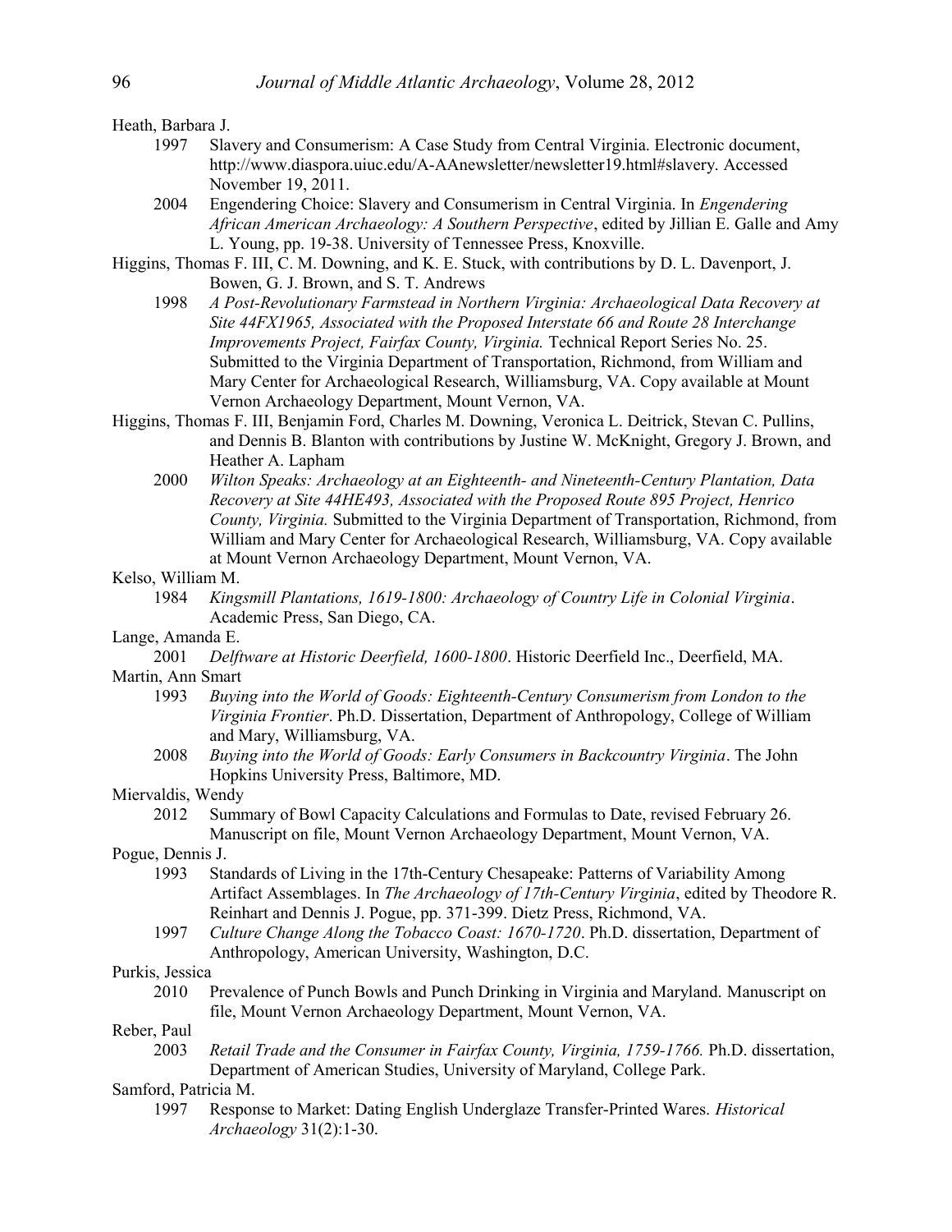Heath, Barbara J.

1997 Slavery and Consumerism: A Case Study from Central Virginia. Electronic document, http://www.diaspora.uiuc.edu/A-AAnewsletter/newsletter19.html#slavery. Accessed November 19, 2011.

2004 Engendering Choice: Slavery and Consumerism in Central Virginia. In *Engendering African American Archaeology: A Southern Perspective*, edited by Jillian E. Galle and Amy L. Young, pp. 19-38. University of Tennessee Press, Knoxville.

Higgins, Thomas F. III, C. M. Downing, and K. E. Stuck, with contributions by D. L. Davenport, J. Bowen, G. J. Brown, and S. T. Andrews

1998 *A Post-Revolutionary Farmstead in Northern Virginia: Archaeological Data Recovery at Site 44FX1965, Associated with the Proposed Interstate 66 and Route 28 Interchange Improvements Project, Fairfax County, Virginia.* Technical Report Series No. 25. Submitted to the Virginia Department of Transportation, Richmond, from William and Mary Center for Archaeological Research, Williamsburg, VA. Copy available at Mount Vernon Archaeology Department, Mount Vernon, VA.

Higgins, Thomas F. III, Benjamin Ford, Charles M. Downing, Veronica L. Deitrick, Stevan C. Pullins, and Dennis B. Blanton with contributions by Justine W. McKnight, Gregory J. Brown, and Heather A. Lapham

2000 *Wilton Speaks: Archaeology at an Eighteenth- and Nineteenth-Century Plantation, Data Recovery at Site 44HE493, Associated with the Proposed Route 895 Project, Henrico County, Virginia.* Submitted to the Virginia Department of Transportation, Richmond, from William and Mary Center for Archaeological Research, Williamsburg, VA. Copy available at Mount Vernon Archaeology Department, Mount Vernon, VA.

Kelso, William M.

1984 *Kingsmill Plantations, 1619-1800: Archaeology of Country Life in Colonial Virginia*. Academic Press, San Diego, CA.

Lange, Amanda E.

2001 *Delftware at Historic Deerfield, 1600-1800*. Historic Deerfield Inc., Deerfield, MA.

Martin, Ann Smart

1993 *Buying into the World of Goods: Eighteenth-Century Consumerism from London to the Virginia Frontier*. Ph.D. Dissertation, Department of Anthropology, College of William and Mary, Williamsburg, VA.

2008 *Buying into the World of Goods: Early Consumers in Backcountry Virginia*. The John Hopkins University Press, Baltimore, MD.

Miervaldis, Wendy

2012 Summary of Bowl Capacity Calculations and Formulas to Date, revised February 26. Manuscript on file, Mount Vernon Archaeology Department, Mount Vernon, VA.

Pogue, Dennis J.

1993 Standards of Living in the 17th-Century Chesapeake: Patterns of Variability Among Artifact Assemblages. In *The Archaeology of 17th-Century Virginia*, edited by Theodore R. Reinhart and Dennis J. Pogue, pp. 371-399. Dietz Press, Richmond, VA.

1997 *Culture Change Along the Tobacco Coast: 1670-1720*. Ph.D. dissertation, Department of Anthropology, American University, Washington, D.C.

Purkis, Jessica

2010 Prevalence of Punch Bowls and Punch Drinking in Virginia and Maryland. Manuscript on file, Mount Vernon Archaeology Department, Mount Vernon, VA.

Reber, Paul

2003 *Retail Trade and the Consumer in Fairfax County, Virginia, 1759-1766.* Ph.D. dissertation, Department of American Studies, University of Maryland, College Park.

Samford, Patricia M.

1997 Response to Market: Dating English Underglaze Transfer-Printed Wares. *Historical Archaeology* 31(2):1-30.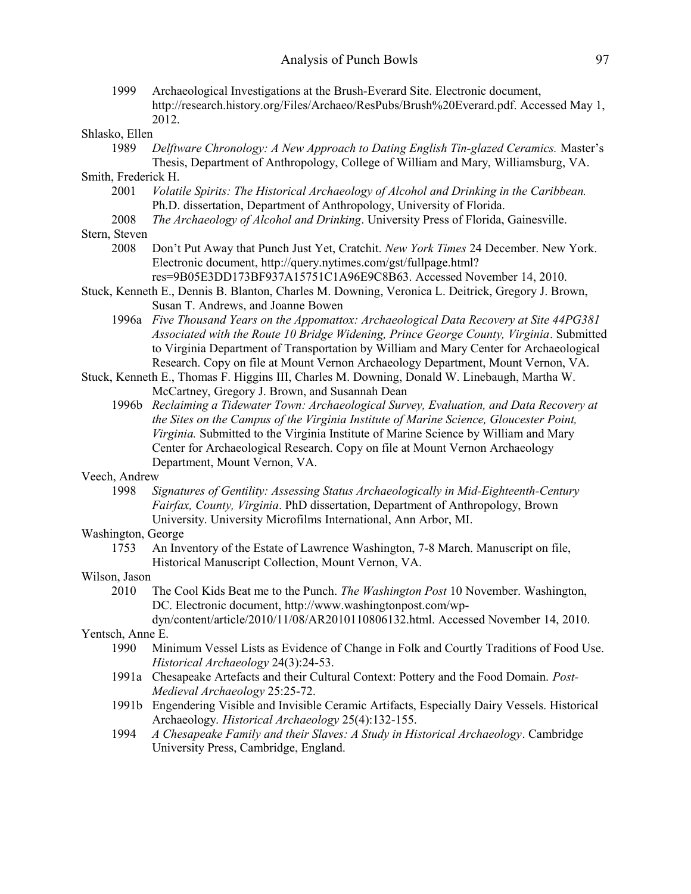1999 Archaeological Investigations at the Brush-Everard Site. Electronic document, http://research.history.org/Files/Archaeo/ResPubs/Brush%20Everard.pdf. Accessed May 1, 2012.

Shlasko, Ellen

1989 *Delftware Chronology: A New Approach to Dating English Tin-glazed Ceramics.* Master's Thesis, Department of Anthropology, College of William and Mary, Williamsburg, VA.

Smith, Frederick H.

2001 *Volatile Spirits: The Historical Archaeology of Alcohol and Drinking in the Caribbean.* Ph.D. dissertation, Department of Anthropology, University of Florida.

2008 *The Archaeology of Alcohol and Drinking*. University Press of Florida, Gainesville.

Stern, Steven

2008 Don't Put Away that Punch Just Yet, Cratchit. *New York Times* 24 December. New York. Electronic document, http://query.nytimes.com/gst/fullpage.html?res=9B05E3DD173BF937A15751C1A96E9C8B63. Accessed November 14, 2010.

Stuck, Kenneth E., Dennis B. Blanton, Charles M. Downing, Veronica L. Deitrick, Gregory J. Brown, Susan T. Andrews, and Joanne Bowen

1996a *Five Thousand Years on the Appomattox: Archaeological Data Recovery at Site 44PG381 Associated with the Route 10 Bridge Widening, Prince George County, Virginia*. Submitted to Virginia Department of Transportation by William and Mary Center for Archaeological Research. Copy on file at Mount Vernon Archaeology Department, Mount Vernon, VA.

Stuck, Kenneth E., Thomas F. Higgins III, Charles M. Downing, Donald W. Linebaugh, Martha W. McCartney, Gregory J. Brown, and Susannah Dean

1996b *Reclaiming a Tidewater Town: Archaeological Survey, Evaluation, and Data Recovery at the Sites on the Campus of the Virginia Institute of Marine Science, Gloucester Point, Virginia.* Submitted to the Virginia Institute of Marine Science by William and Mary Center for Archaeological Research. Copy on file at Mount Vernon Archaeology Department, Mount Vernon, VA.

Veech, Andrew

1998 *Signatures of Gentility: Assessing Status Archaeologically in Mid-Eighteenth-Century Fairfax, County, Virginia*. PhD dissertation, Department of Anthropology, Brown University. University Microfilms International, Ann Arbor, MI.

Washington, George

1753 An Inventory of the Estate of Lawrence Washington, 7-8 March. Manuscript on file, Historical Manuscript Collection, Mount Vernon, VA.

Wilson, Jason

2010 The Cool Kids Beat me to the Punch. *The Washington Post* 10 November. Washington, DC. Electronic document, http://www.washingtonpost.com/wp-dyn/content/article/2010/11/08/AR2010110806132.html. Accessed November 14, 2010.

Yentsch, Anne E.

1990 Minimum Vessel Lists as Evidence of Change in Folk and Courtly Traditions of Food Use. *Historical Archaeology* 24(3):24-53.

1991a Chesapeake Artefacts and their Cultural Context: Pottery and the Food Domain. *Post-Medieval Archaeology* 25:25-72.

1991b Engendering Visible and Invisible Ceramic Artifacts, Especially Dairy Vessels. Historical Archaeology. *Historical Archaeology* 25(4):132-155.

1994 *A Chesapeake Family and their Slaves: A Study in Historical Archaeology*. Cambridge University Press, Cambridge, England.